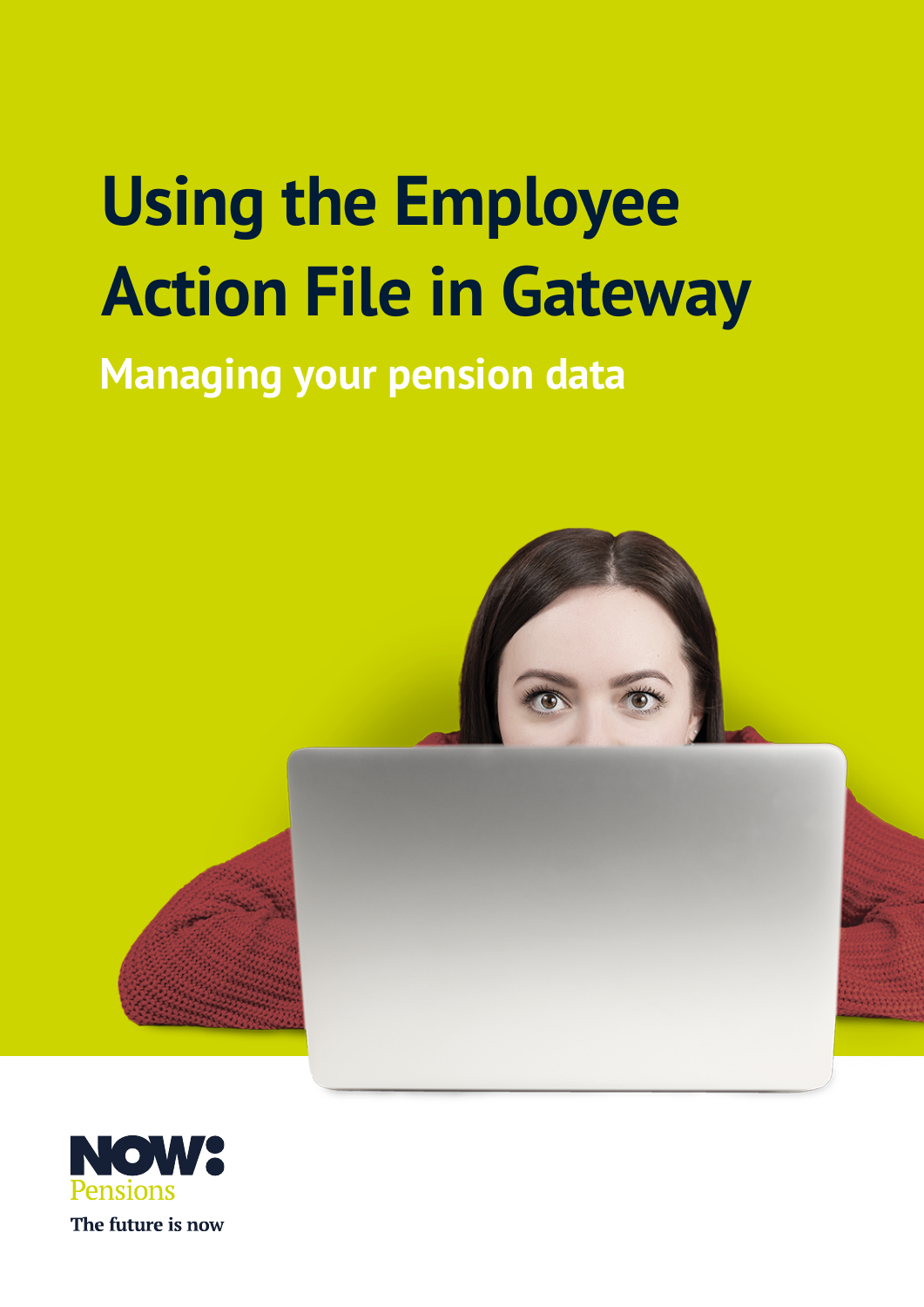# Using the Employee Action File in Gateway

## Managing your pension data

NOW: Pensions

The future is now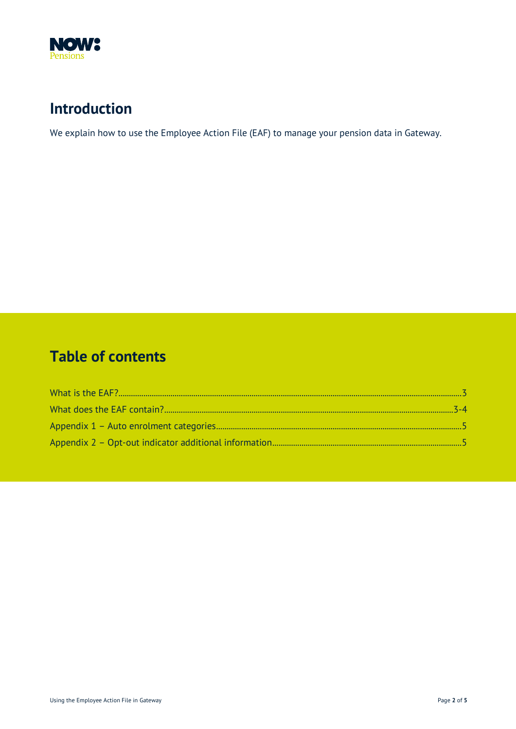# Introduction

We explain how to use the Employee Action File (EAF) to manage your pension data in Gateway.

## Table of contents

What is the EAF?.....3

What does the EAF contain?.....3-4

Appendix 1 – Auto enrolment categories.....5

Appendix 2 – Opt-out indicator additional information.....5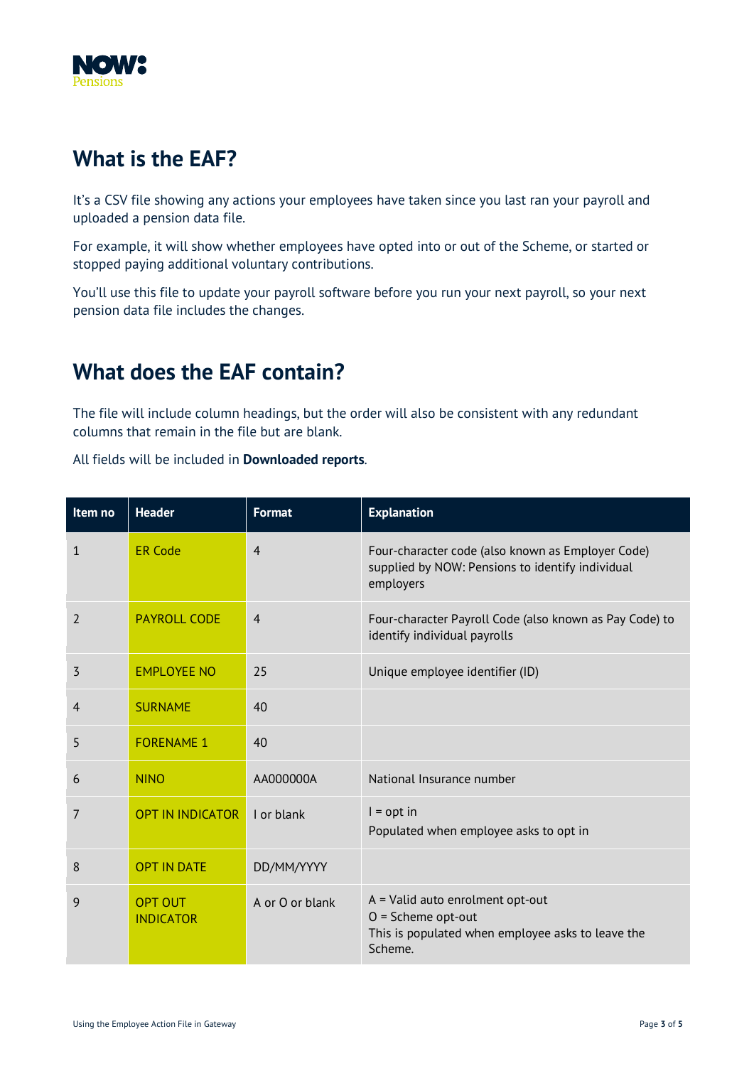## What is the EAF?

It's a CSV file showing any actions your employees have taken since you last ran your payroll and uploaded a pension data file.

For example, it will show whether employees have opted into or out of the Scheme, or started or stopped paying additional voluntary contributions.

You'll use this file to update your payroll software before you run your next payroll, so your next pension data file includes the changes.

## What does the EAF contain?

The file will include column headings, but the order will also be consistent with any redundant columns that remain in the file but are blank.

All fields will be included in **Downloaded reports**.

| Item no | Header | Format | Explanation |
|---|---|---|---|
| 1 | ER Code | 4 | Four-character code (also known as Employer Code) supplied by NOW: Pensions to identify individual employers |
| 2 | PAYROLL CODE | 4 | Four-character Payroll Code (also known as Pay Code) to identify individual payrolls |
| 3 | EMPLOYEE NO | 25 | Unique employee identifier (ID) |
| 4 | SURNAME | 40 | |
| 5 | FORENAME 1 | 40 | |
| 6 | NINO | AA000000A | National Insurance number |
| 7 | OPT IN INDICATOR | I or blank | I = opt in<br>Populated when employee asks to opt in |
| 8 | OPT IN DATE | DD/MM/YYYY | |
| 9 | OPT OUT INDICATOR | A or O or blank | A = Valid auto enrolment opt-out<br>O = Scheme opt-out<br>This is populated when employee asks to leave the Scheme. |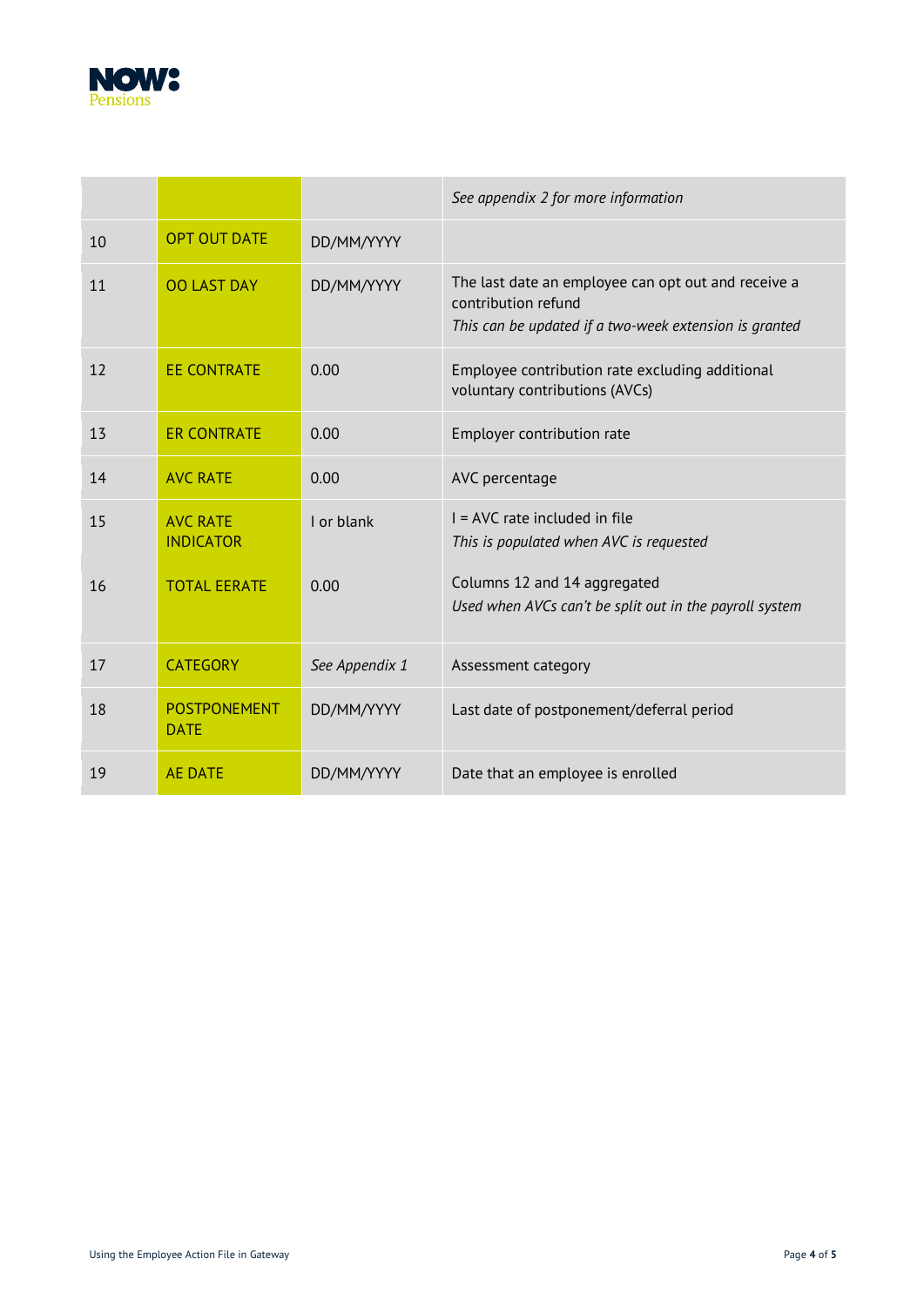| | | | |
|---|---|---|---|
| | | | *See appendix 2 for more information* |
| 10 | OPT OUT DATE | DD/MM/YYYY | |
| 11 | OO LAST DAY | DD/MM/YYYY | The last date an employee can opt out and receive a contribution refund<br>*This can be updated if a two-week extension is granted* |
| 12 | EE CONTRATE | 0.00 | Employee contribution rate excluding additional voluntary contributions (AVCs) |
| 13 | ER CONTRATE | 0.00 | Employer contribution rate |
| 14 | AVC RATE | 0.00 | AVC percentage |
| 15 | AVC RATE INDICATOR | I or blank | I = AVC rate included in file<br>*This is populated when AVC is requested* |
| 16 | TOTAL EERATE | 0.00 | Columns 12 and 14 aggregated<br>*Used when AVCs can't be split out in the payroll system* |
| 17 | CATEGORY | *See Appendix 1* | Assessment category |
| 18 | POSTPONEMENT DATE | DD/MM/YYYY | Last date of postponement/deferral period |
| 19 | AE DATE | DD/MM/YYYY | Date that an employee is enrolled |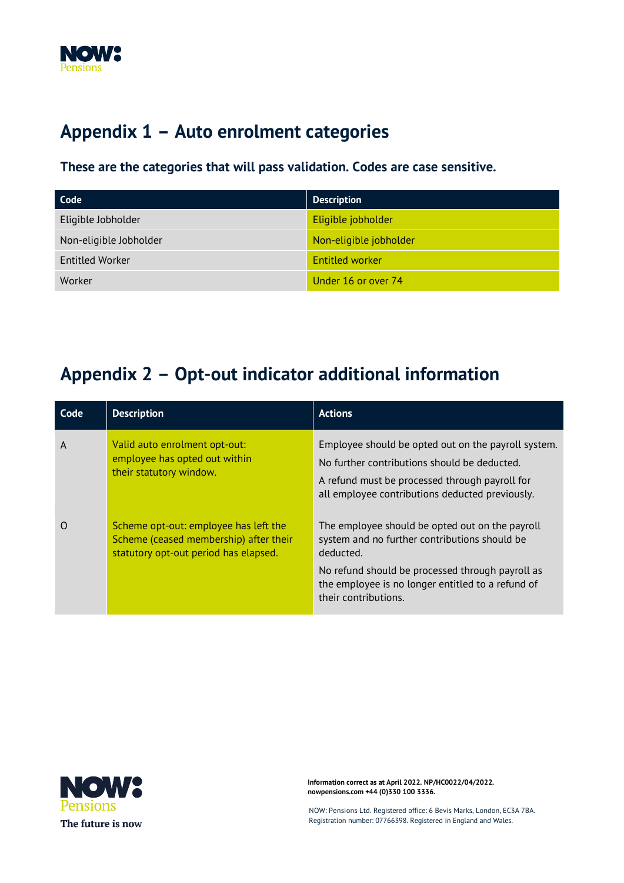## Appendix 1 – Auto enrolment categories

### These are the categories that will pass validation. Codes are case sensitive.

| Code | Description |
|---|---|
| Eligible Jobholder | Eligible jobholder |
| Non-eligible Jobholder | Non-eligible jobholder |
| Entitled Worker | Entitled worker |
| Worker | Under 16 or over 74 |

## Appendix 2 – Opt-out indicator additional information

| Code | Description | Actions |
|---|---|---|
| A | Valid auto enrolment opt-out: employee has opted out within their statutory window. | Employee should be opted out on the payroll system. No further contributions should be deducted. A refund must be processed through payroll for all employee contributions deducted previously. |
| O | Scheme opt-out: employee has left the Scheme (ceased membership) after their statutory opt-out period has elapsed. | The employee should be opted out on the payroll system and no further contributions should be deducted. No refund should be processed through payroll as the employee is no longer entitled to a refund of their contributions. |

**Information correct as at April 2022. NP/HC0022/04/2022.**
**nowpensions.com +44 (0)330 100 3336.**

NOW: Pensions Ltd. Registered office: 6 Bevis Marks, London, EC3A 7BA. Registration number: 07766398. Registered in England and Wales.

The future is now